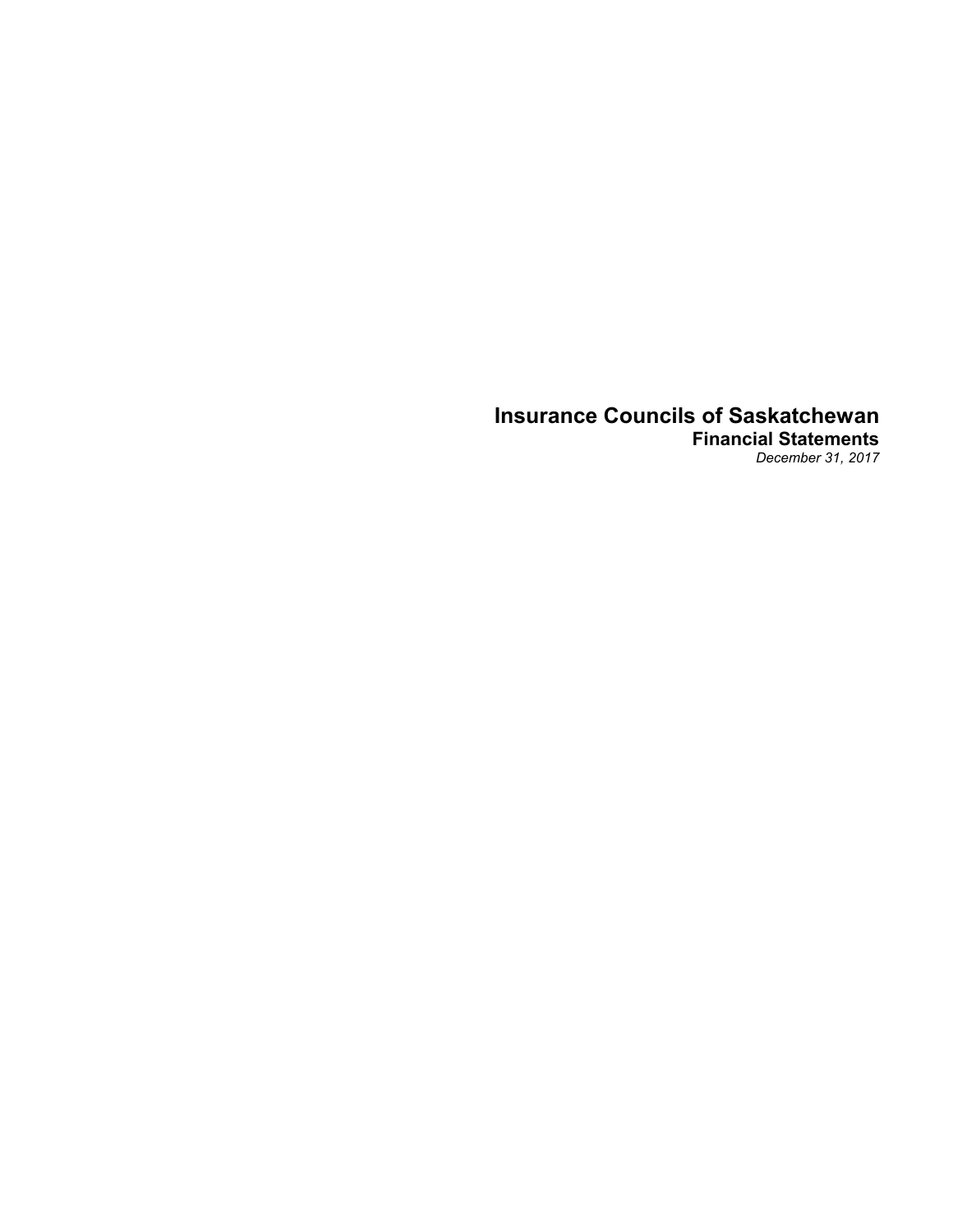# Insurance Councils of Saskatchewan

## Financial Statements

*December 31, 2017*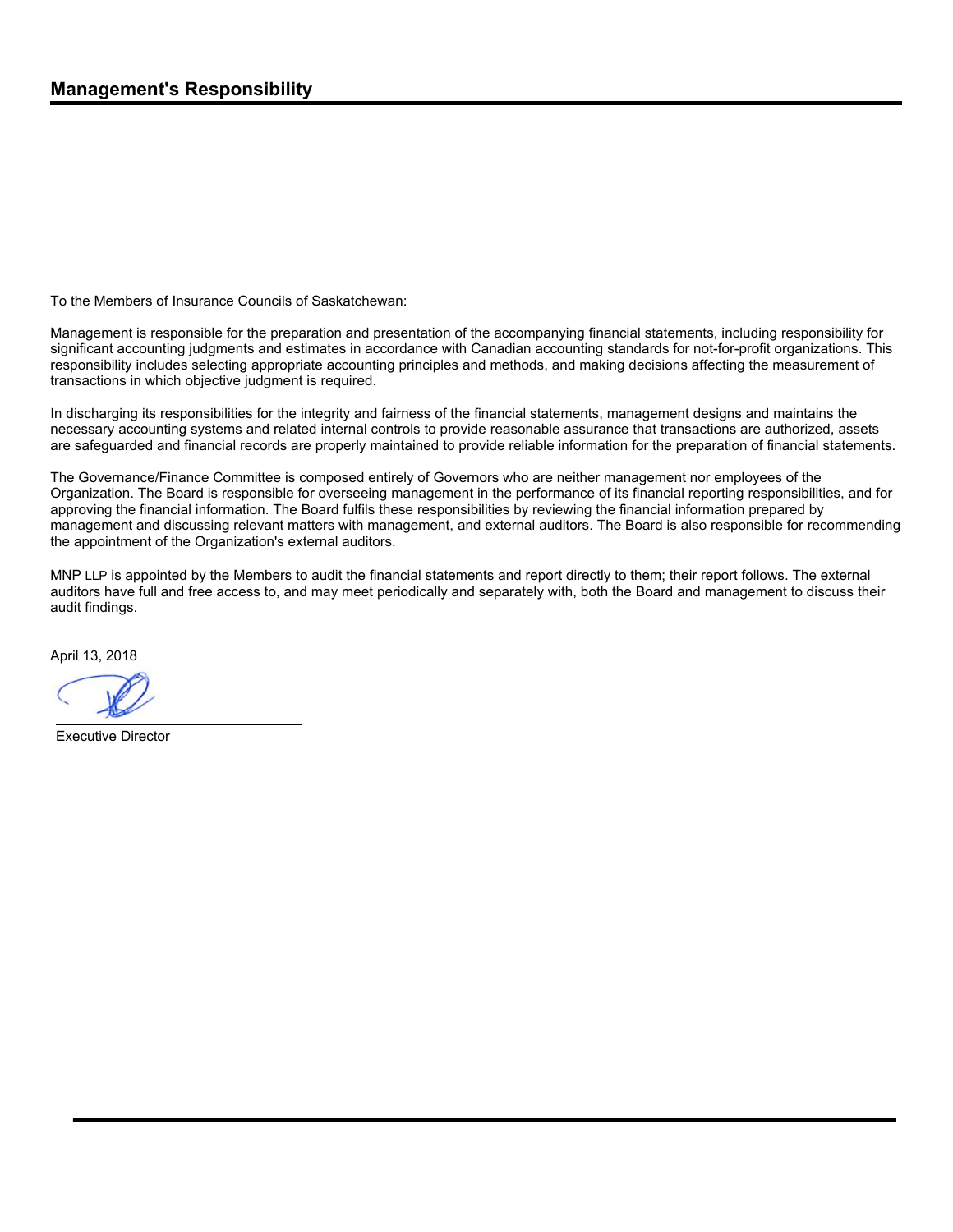## Management's Responsibility

To the Members of Insurance Councils of Saskatchewan:

Management is responsible for the preparation and presentation of the accompanying financial statements, including responsibility for significant accounting judgments and estimates in accordance with Canadian accounting standards for not-for-profit organizations. This responsibility includes selecting appropriate accounting principles and methods, and making decisions affecting the measurement of transactions in which objective judgment is required.

In discharging its responsibilities for the integrity and fairness of the financial statements, management designs and maintains the necessary accounting systems and related internal controls to provide reasonable assurance that transactions are authorized, assets are safeguarded and financial records are properly maintained to provide reliable information for the preparation of financial statements.

The Governance/Finance Committee is composed entirely of Governors who are neither management nor employees of the Organization. The Board is responsible for overseeing management in the performance of its financial reporting responsibilities, and for approving the financial information. The Board fulfils these responsibilities by reviewing the financial information prepared by management and discussing relevant matters with management, and external auditors. The Board is also responsible for recommending the appointment of the Organization's external auditors.

MNP LLP is appointed by the Members to audit the financial statements and report directly to them; their report follows. The external auditors have full and free access to, and may meet periodically and separately with, both the Board and management to discuss their audit findings.

April 13, 2018

Executive Director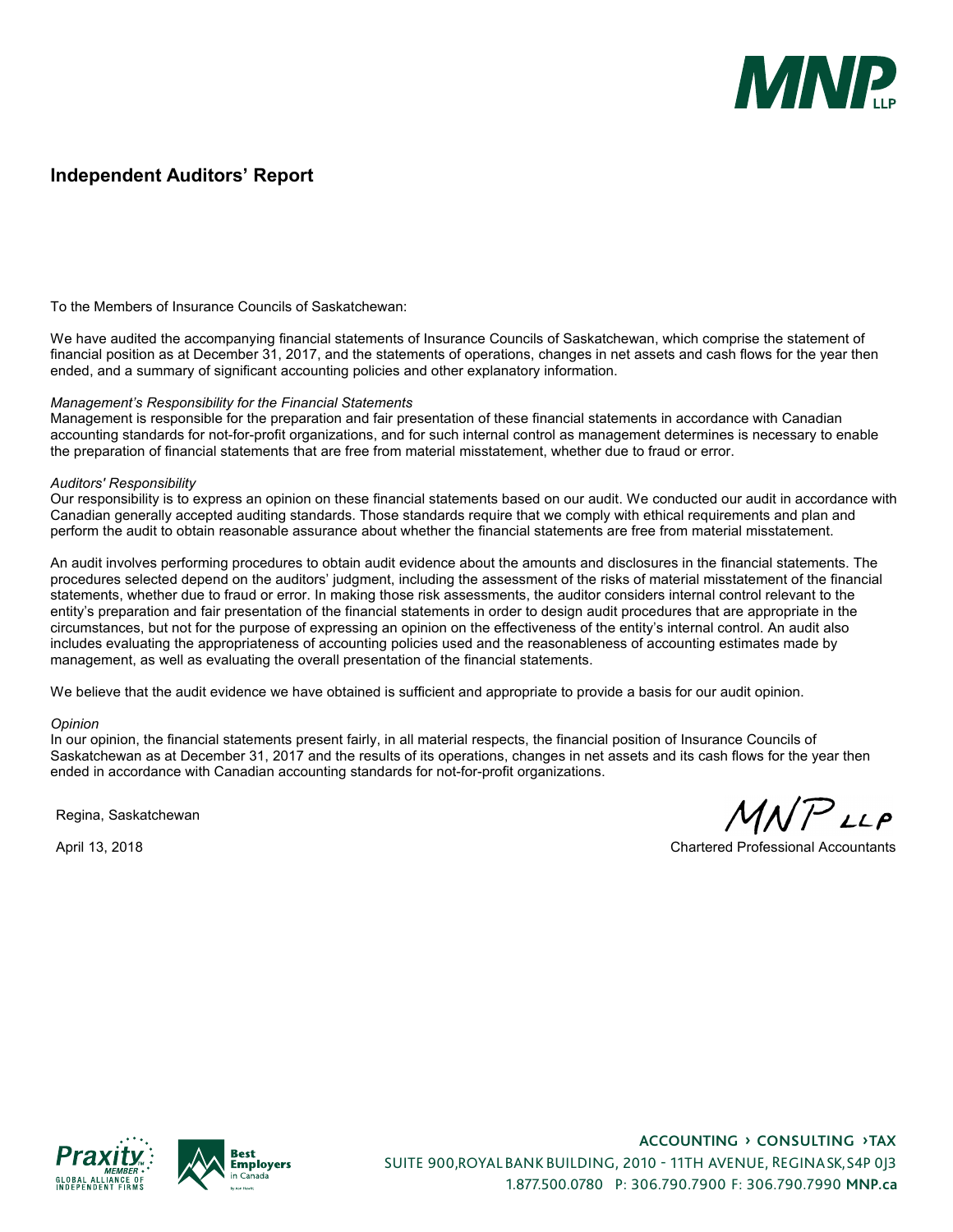# Independent Auditors' Report

To the Members of Insurance Councils of Saskatchewan:

We have audited the accompanying financial statements of Insurance Councils of Saskatchewan, which comprise the statement of financial position as at December 31, 2017, and the statements of operations, changes in net assets and cash flows for the year then ended, and a summary of significant accounting policies and other explanatory information.

*Management's Responsibility for the Financial Statements*

Management is responsible for the preparation and fair presentation of these financial statements in accordance with Canadian accounting standards for not-for-profit organizations, and for such internal control as management determines is necessary to enable the preparation of financial statements that are free from material misstatement, whether due to fraud or error.

*Auditors' Responsibility*

Our responsibility is to express an opinion on these financial statements based on our audit. We conducted our audit in accordance with Canadian generally accepted auditing standards. Those standards require that we comply with ethical requirements and plan and perform the audit to obtain reasonable assurance about whether the financial statements are free from material misstatement.

An audit involves performing procedures to obtain audit evidence about the amounts and disclosures in the financial statements. The procedures selected depend on the auditors' judgment, including the assessment of the risks of material misstatement of the financial statements, whether due to fraud or error. In making those risk assessments, the auditor considers internal control relevant to the entity's preparation and fair presentation of the financial statements in order to design audit procedures that are appropriate in the circumstances, but not for the purpose of expressing an opinion on the effectiveness of the entity's internal control. An audit also includes evaluating the appropriateness of accounting policies used and the reasonableness of accounting estimates made by management, as well as evaluating the overall presentation of the financial statements.

We believe that the audit evidence we have obtained is sufficient and appropriate to provide a basis for our audit opinion.

*Opinion*

In our opinion, the financial statements present fairly, in all material respects, the financial position of Insurance Councils of Saskatchewan as at December 31, 2017 and the results of its operations, changes in net assets and its cash flows for the year then ended in accordance with Canadian accounting standards for not-for-profit organizations.

Regina, Saskatchewan

April 13, 2018

MNP LLP

Chartered Professional Accountants

ACCOUNTING › CONSULTING › TAX

SUITE 900, ROYAL BANK BUILDING, 2010 - 11TH AVENUE, REGINA SK, S4P 0J3

1.877.500.0780 P: 306.790.7900 F: 306.790.7990 **MNP.ca**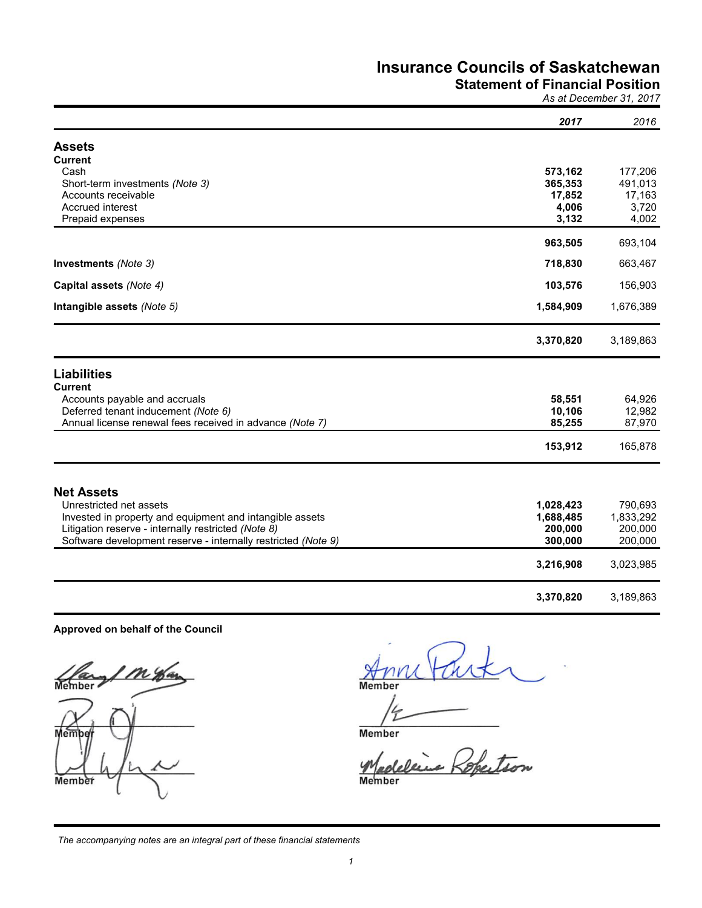# Insurance Councils of Saskatchewan

## Statement of Financial Position

*As at December 31, 2017*

| | **2017** | 2016 |
|---|---|---|
| **Assets** | | |
| **Current** | | |
| Cash | **573,162** | 177,206 |
| Short-term investments *(Note 3)* | **365,353** | 491,013 |
| Accounts receivable | **17,852** | 17,163 |
| Accrued interest | **4,006** | 3,720 |
| Prepaid expenses | **3,132** | 4,002 |
| | **963,505** | 693,104 |
| **Investments** *(Note 3)* | **718,830** | 663,467 |
| **Capital assets** *(Note 4)* | **103,576** | 156,903 |
| **Intangible assets** *(Note 5)* | **1,584,909** | 1,676,389 |
| | **3,370,820** | 3,189,863 |
| **Liabilities** | | |
| **Current** | | |
| Accounts payable and accruals | **58,551** | 64,926 |
| Deferred tenant inducement *(Note 6)* | **10,106** | 12,982 |
| Annual license renewal fees received in advance *(Note 7)* | **85,255** | 87,970 |
| | **153,912** | 165,878 |
| **Net Assets** | | |
| Unrestricted net assets | **1,028,423** | 790,693 |
| Invested in property and equipment and intangible assets | **1,688,485** | 1,833,292 |
| Litigation reserve - internally restricted *(Note 8)* | **200,000** | 200,000 |
| Software development reserve - internally restricted *(Note 9)* | **300,000** | 200,000 |
| | **3,216,908** | 3,023,985 |
| | **3,370,820** | 3,189,863 |

**Approved on behalf of the Council**

Member

Member

Member

Member

Member

Member

*The accompanying notes are an integral part of these financial statements*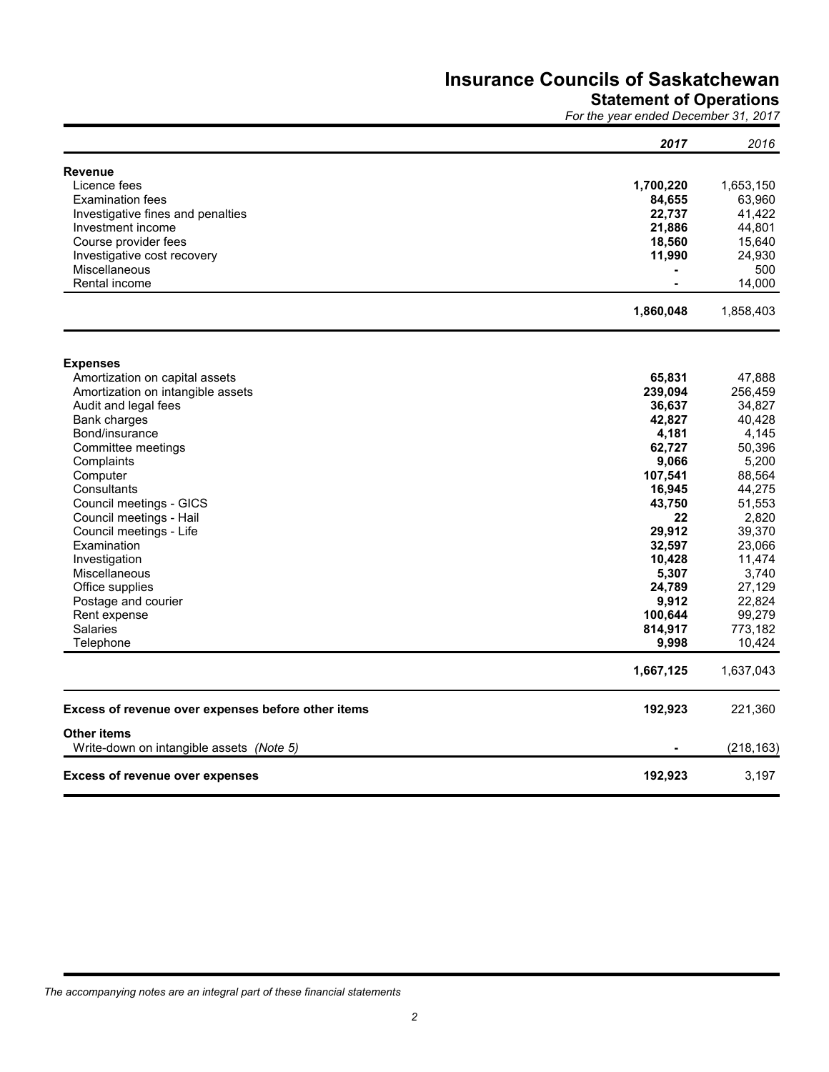# Insurance Councils of Saskatchewan

## Statement of Operations

*For the year ended December 31, 2017*

| | *2017* | *2016* |
|---|---|---|
| **Revenue** | | |
| Licence fees | **1,700,220** | 1,653,150 |
| Examination fees | **84,655** | 63,960 |
| Investigative fines and penalties | **22,737** | 41,422 |
| Investment income | **21,886** | 44,801 |
| Course provider fees | **18,560** | 15,640 |
| Investigative cost recovery | **11,990** | 24,930 |
| Miscellaneous | **-** | 500 |
| Rental income | **-** | 14,000 |
| | **1,860,048** | 1,858,403 |
| **Expenses** | | |
| Amortization on capital assets | **65,831** | 47,888 |
| Amortization on intangible assets | **239,094** | 256,459 |
| Audit and legal fees | **36,637** | 34,827 |
| Bank charges | **42,827** | 40,428 |
| Bond/insurance | **4,181** | 4,145 |
| Committee meetings | **62,727** | 50,396 |
| Complaints | **9,066** | 5,200 |
| Computer | **107,541** | 88,564 |
| Consultants | **16,945** | 44,275 |
| Council meetings - GICS | **43,750** | 51,553 |
| Council meetings - Hail | **22** | 2,820 |
| Council meetings - Life | **29,912** | 39,370 |
| Examination | **32,597** | 23,066 |
| Investigation | **10,428** | 11,474 |
| Miscellaneous | **5,307** | 3,740 |
| Office supplies | **24,789** | 27,129 |
| Postage and courier | **9,912** | 22,824 |
| Rent expense | **100,644** | 99,279 |
| Salaries | **814,917** | 773,182 |
| Telephone | **9,998** | 10,424 |
| | **1,667,125** | 1,637,043 |
| **Excess of revenue over expenses before other items** | **192,923** | 221,360 |
| **Other items** | | |
| Write-down on intangible assets *(Note 5)* | **-** | (218,163) |
| **Excess of revenue over expenses** | **192,923** | 3,197 |

*The accompanying notes are an integral part of these financial statements*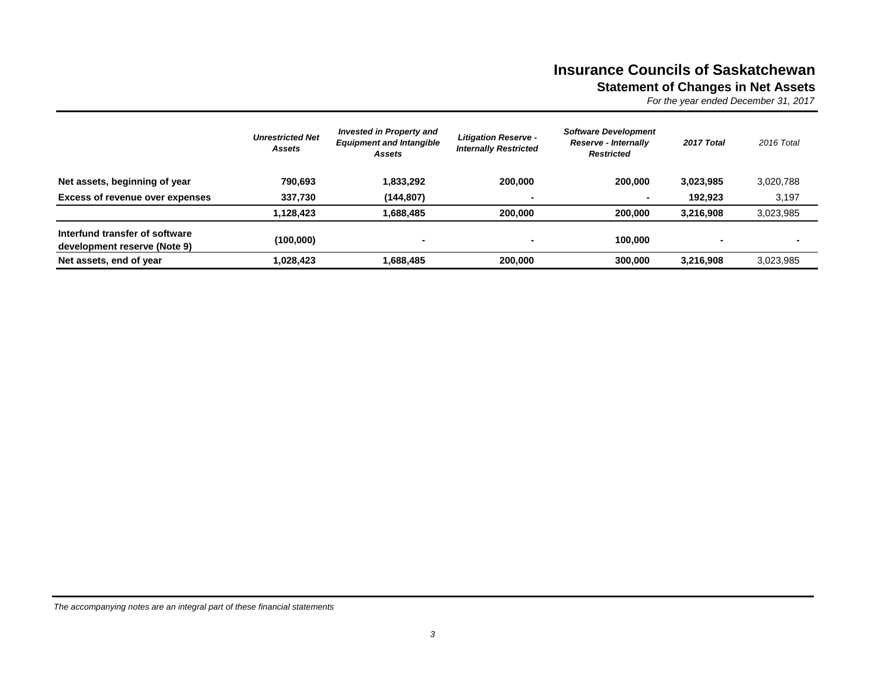# Insurance Councils of Saskatchewan

## Statement of Changes in Net Assets

*For the year ended December 31, 2017*

| | *Unrestricted Net Assets* | *Invested in Property and Equipment and Intangible Assets* | *Litigation Reserve - Internally Restricted* | *Software Development Reserve - Internally Restricted* | *2017 Total* | *2016 Total* |
|---|---|---|---|---|---|---|
| **Net assets, beginning of year** | **790,693** | **1,833,292** | **200,000** | **200,000** | **3,023,985** | 3,020,788 |
| **Excess of revenue over expenses** | **337,730** | **(144,807)** | **-** | **-** | **192,923** | 3,197 |
| | **1,128,423** | **1,688,485** | **200,000** | **200,000** | **3,216,908** | 3,023,985 |
| **Interfund transfer of software development reserve (Note 9)** | **(100,000)** | **-** | **-** | **100,000** | **-** | **-** |
| **Net assets, end of year** | **1,028,423** | **1,688,485** | **200,000** | **300,000** | **3,216,908** | 3,023,985 |

*The accompanying notes are an integral part of these financial statements*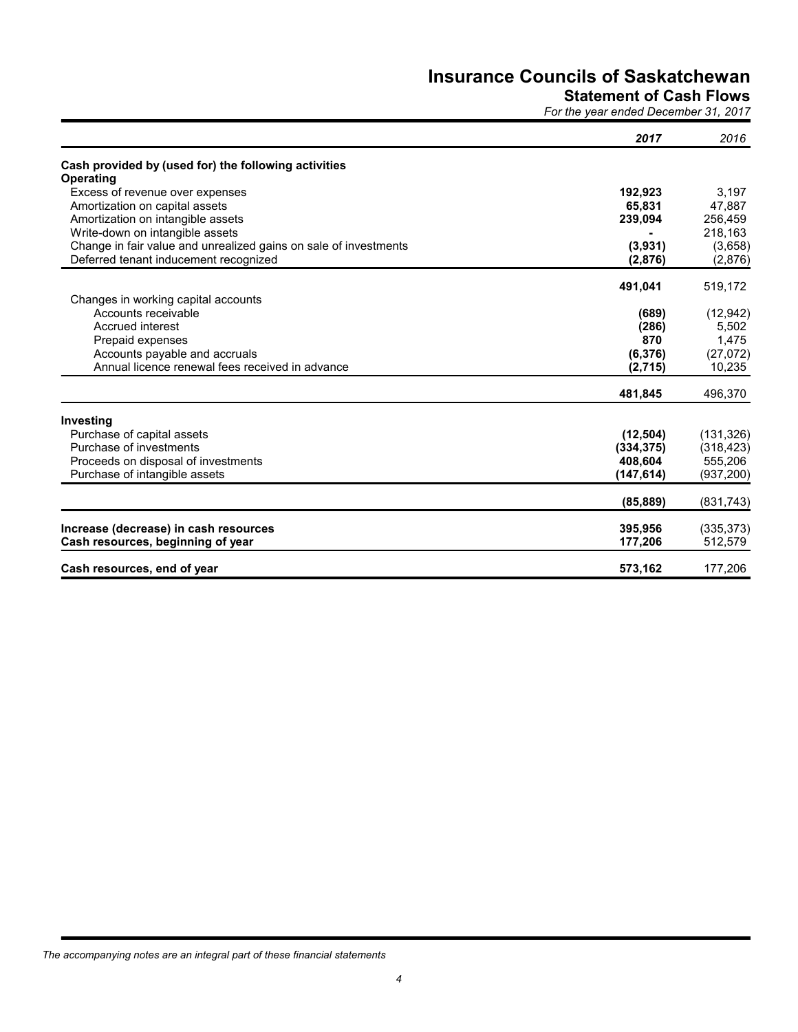# Insurance Councils of Saskatchewan

## Statement of Cash Flows

*For the year ended December 31, 2017*

| | ***2017*** | *2016* |
|---|---|---|
| **Cash provided by (used for) the following activities** | | |
| **Operating** | | |
| Excess of revenue over expenses | **192,923** | 3,197 |
| Amortization on capital assets | **65,831** | 47,887 |
| Amortization on intangible assets | **239,094** | 256,459 |
| Write-down on intangible assets | **-** | 218,163 |
| Change in fair value and unrealized gains on sale of investments | **(3,931)** | (3,658) |
| Deferred tenant inducement recognized | **(2,876)** | (2,876) |
| | **491,041** | 519,172 |
| Changes in working capital accounts | | |
| Accounts receivable | **(689)** | (12,942) |
| Accrued interest | **(286)** | 5,502 |
| Prepaid expenses | **870** | 1,475 |
| Accounts payable and accruals | **(6,376)** | (27,072) |
| Annual licence renewal fees received in advance | **(2,715)** | 10,235 |
| | **481,845** | 496,370 |
| **Investing** | | |
| Purchase of capital assets | **(12,504)** | (131,326) |
| Purchase of investments | **(334,375)** | (318,423) |
| Proceeds on disposal of investments | **408,604** | 555,206 |
| Purchase of intangible assets | **(147,614)** | (937,200) |
| | **(85,889)** | (831,743) |
| **Increase (decrease) in cash resources** | **395,956** | (335,373) |
| **Cash resources, beginning of year** | **177,206** | 512,579 |
| **Cash resources, end of year** | **573,162** | 177,206 |

*The accompanying notes are an integral part of these financial statements*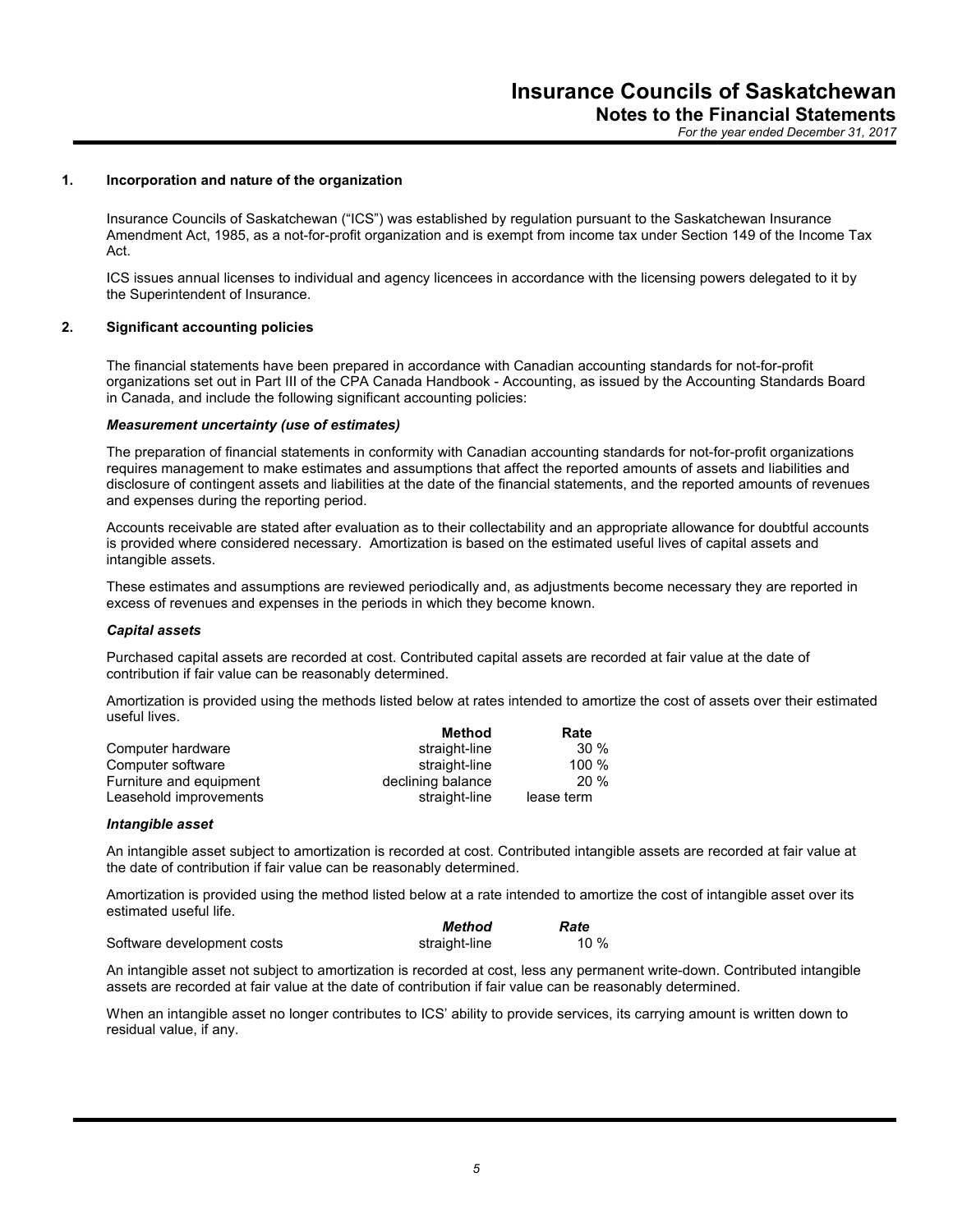## 1. Incorporation and nature of the organization

Insurance Councils of Saskatchewan ("ICS") was established by regulation pursuant to the Saskatchewan Insurance Amendment Act, 1985, as a not-for-profit organization and is exempt from income tax under Section 149 of the Income Tax Act.

ICS issues annual licenses to individual and agency licencees in accordance with the licensing powers delegated to it by the Superintendent of Insurance.

## 2. Significant accounting policies

The financial statements have been prepared in accordance with Canadian accounting standards for not-for-profit organizations set out in Part III of the CPA Canada Handbook - Accounting, as issued by the Accounting Standards Board in Canada, and include the following significant accounting policies:

### *Measurement uncertainty (use of estimates)*

The preparation of financial statements in conformity with Canadian accounting standards for not-for-profit organizations requires management to make estimates and assumptions that affect the reported amounts of assets and liabilities and disclosure of contingent assets and liabilities at the date of the financial statements, and the reported amounts of revenues and expenses during the reporting period.

Accounts receivable are stated after evaluation as to their collectability and an appropriate allowance for doubtful accounts is provided where considered necessary. Amortization is based on the estimated useful lives of capital assets and intangible assets.

These estimates and assumptions are reviewed periodically and, as adjustments become necessary they are reported in excess of revenues and expenses in the periods in which they become known.

### *Capital assets*

Purchased capital assets are recorded at cost. Contributed capital assets are recorded at fair value at the date of contribution if fair value can be reasonably determined.

Amortization is provided using the methods listed below at rates intended to amortize the cost of assets over their estimated useful lives.

| | Method | Rate |
|---|---|---|
| Computer hardware | straight-line | 30 % |
| Computer software | straight-line | 100 % |
| Furniture and equipment | declining balance | 20 % |
| Leasehold improvements | straight-line | lease term |

### *Intangible asset*

An intangible asset subject to amortization is recorded at cost. Contributed intangible assets are recorded at fair value at the date of contribution if fair value can be reasonably determined.

Amortization is provided using the method listed below at a rate intended to amortize the cost of intangible asset over its estimated useful life.

| | *Method* | *Rate* |
|---|---|---|
| Software development costs | straight-line | 10 % |

An intangible asset not subject to amortization is recorded at cost, less any permanent write-down. Contributed intangible assets are recorded at fair value at the date of contribution if fair value can be reasonably determined.

When an intangible asset no longer contributes to ICS' ability to provide services, its carrying amount is written down to residual value, if any.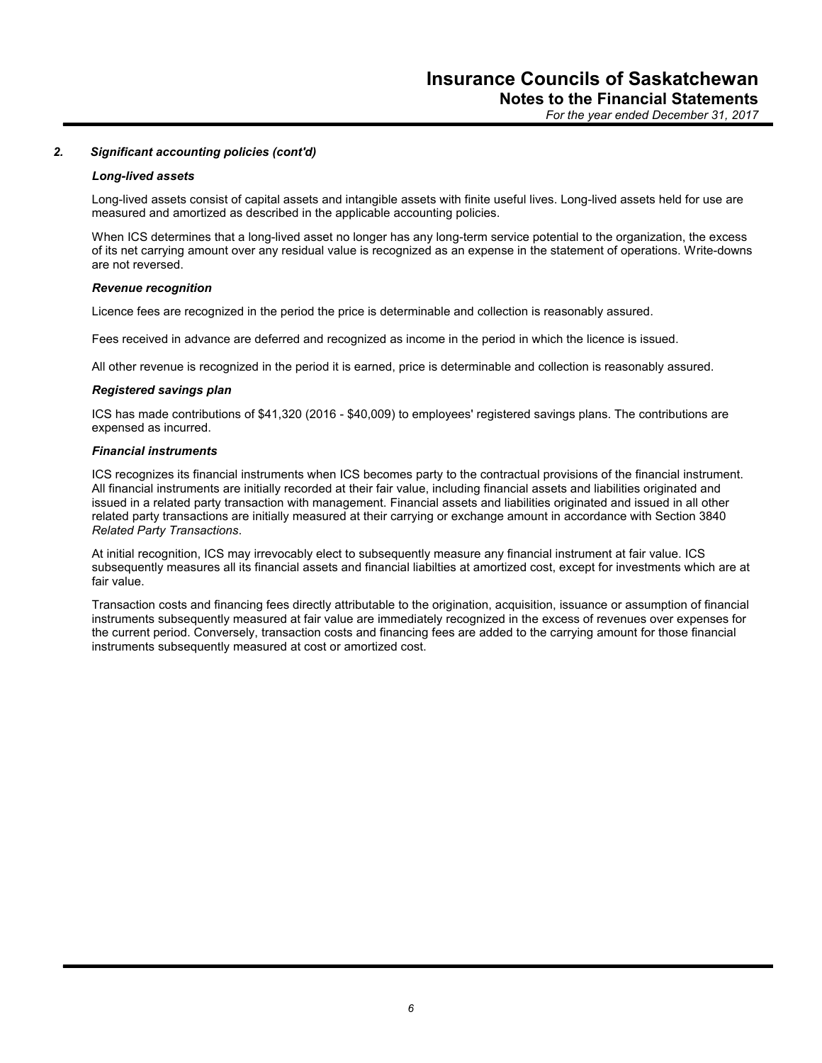### 2. Significant accounting policies (cont'd)

#### *Long-lived assets*

Long-lived assets consist of capital assets and intangible assets with finite useful lives. Long-lived assets held for use are measured and amortized as described in the applicable accounting policies.

When ICS determines that a long-lived asset no longer has any long-term service potential to the organization, the excess of its net carrying amount over any residual value is recognized as an expense in the statement of operations. Write-downs are not reversed.

#### *Revenue recognition*

Licence fees are recognized in the period the price is determinable and collection is reasonably assured.

Fees received in advance are deferred and recognized as income in the period in which the licence is issued.

All other revenue is recognized in the period it is earned, price is determinable and collection is reasonably assured.

#### *Registered savings plan*

ICS has made contributions of $41,320 (2016 - $40,009) to employees' registered savings plans. The contributions are expensed as incurred.

#### *Financial instruments*

ICS recognizes its financial instruments when ICS becomes party to the contractual provisions of the financial instrument. All financial instruments are initially recorded at their fair value, including financial assets and liabilities originated and issued in a related party transaction with management. Financial assets and liabilities originated and issued in all other related party transactions are initially measured at their carrying or exchange amount in accordance with Section 3840 *Related Party Transactions*.

At initial recognition, ICS may irrevocably elect to subsequently measure any financial instrument at fair value. ICS subsequently measures all its financial assets and financial liabilties at amortized cost, except for investments which are at fair value.

Transaction costs and financing fees directly attributable to the origination, acquisition, issuance or assumption of financial instruments subsequently measured at fair value are immediately recognized in the excess of revenues over expenses for the current period. Conversely, transaction costs and financing fees are added to the carrying amount for those financial instruments subsequently measured at cost or amortized cost.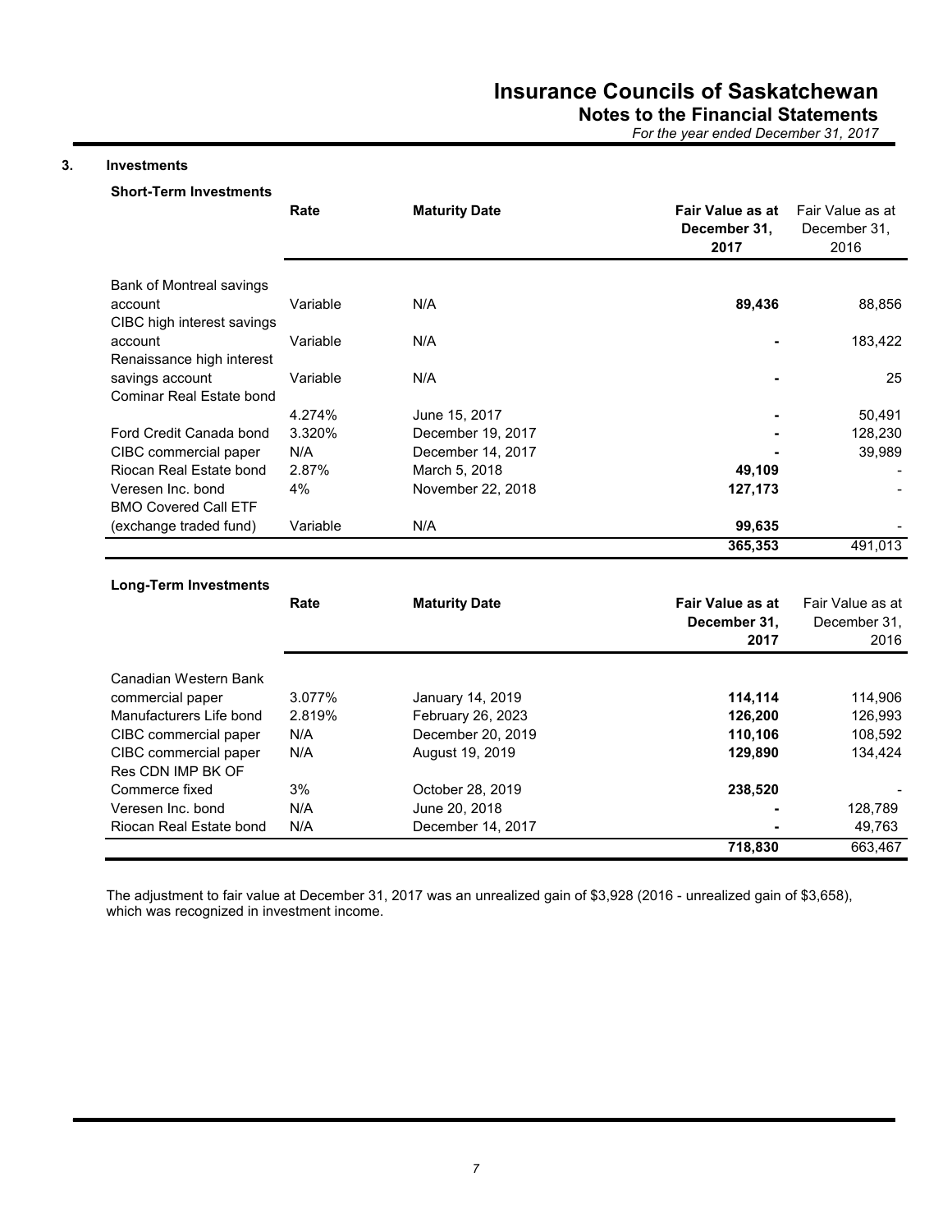## 3. Investments

### Short-Term Investments

| | Rate | Maturity Date | **Fair Value as at December 31, 2017** | Fair Value as at December 31, 2016 |
|---|---|---|---|---|
| Bank of Montreal savings account | Variable | N/A | **89,436** | 88,856 |
| CIBC high interest savings account | Variable | N/A | **-** | 183,422 |
| Renaissance high interest savings account | Variable | N/A | **-** | 25 |
| Cominar Real Estate bond | 4.274% | June 15, 2017 | **-** | 50,491 |
| Ford Credit Canada bond | 3.320% | December 19, 2017 | **-** | 128,230 |
| CIBC commercial paper | N/A | December 14, 2017 | **-** | 39,989 |
| Riocan Real Estate bond | 2.87% | March 5, 2018 | **49,109** | - |
| Veresen Inc. bond | 4% | November 22, 2018 | **127,173** | - |
| BMO Covered Call ETF (exchange traded fund) | Variable | N/A | **99,635** | - |
| | | | **365,353** | 491,013 |

### Long-Term Investments

| | Rate | Maturity Date | **Fair Value as at December 31, 2017** | Fair Value as at December 31, 2016 |
|---|---|---|---|---|
| Canadian Western Bank commercial paper | 3.077% | January 14, 2019 | **114,114** | 114,906 |
| Manufacturers Life bond | 2.819% | February 26, 2023 | **126,200** | 126,993 |
| CIBC commercial paper | N/A | December 20, 2019 | **110,106** | 108,592 |
| CIBC commercial paper | N/A | August 19, 2019 | **129,890** | 134,424 |
| Res CDN IMP BK OF Commerce fixed | 3% | October 28, 2019 | **238,520** | - |
| Veresen Inc. bond | N/A | June 20, 2018 | **-** | 128,789 |
| Riocan Real Estate bond | N/A | December 14, 2017 | **-** | 49,763 |
| | | | **718,830** | 663,467 |

The adjustment to fair value at December 31, 2017 was an unrealized gain of $3,928 (2016 - unrealized gain of $3,658), which was recognized in investment income.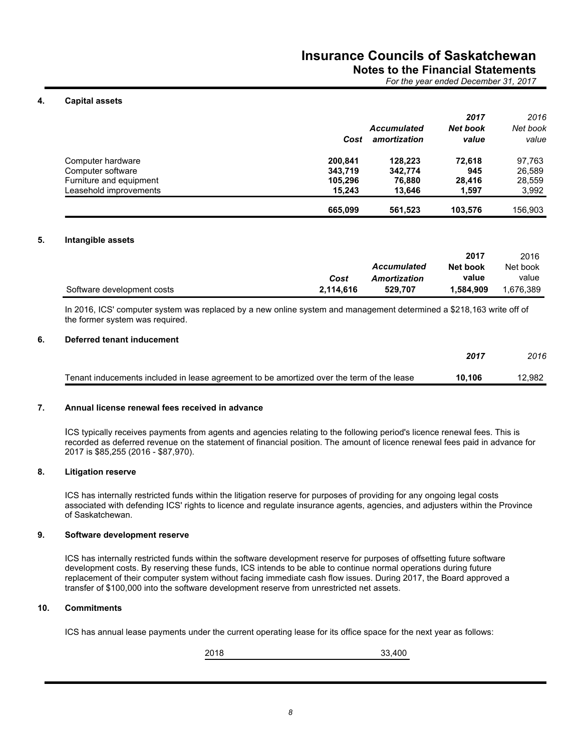## 4. Capital assets

| | Cost | Accumulated amortization | 2017 Net book value | 2016 Net book value |
|---|---|---|---|---|
| Computer hardware | **200,841** | **128,223** | **72,618** | 97,763 |
| Computer software | **343,719** | **342,774** | **945** | 26,589 |
| Furniture and equipment | **105,296** | **76,880** | **28,416** | 28,559 |
| Leasehold improvements | **15,243** | **13,646** | **1,597** | 3,992 |
| | **665,099** | **561,523** | **103,576** | 156,903 |

## 5. Intangible assets

| | Cost | Accumulated Amortization | 2017 Net book value | 2016 Net book value |
|---|---|---|---|---|
| Software development costs | **2,114,616** | **529,707** | **1,584,909** | 1,676,389 |

In 2016, ICS' computer system was replaced by a new online system and management determined a $218,163 write off of the former system was required.

## 6. Deferred tenant inducement

| | 2017 | 2016 |
|---|---|---|
| Tenant inducements included in lease agreement to be amortized over the term of the lease | **10,106** | 12,982 |

## 7. Annual license renewal fees received in advance

ICS typically receives payments from agents and agencies relating to the following period's licence renewal fees. This is recorded as deferred revenue on the statement of financial position. The amount of licence renewal fees paid in advance for 2017 is $85,255 (2016 - $87,970).

## 8. Litigation reserve

ICS has internally restricted funds within the litigation reserve for purposes of providing for any ongoing legal costs associated with defending ICS' rights to licence and regulate insurance agents, agencies, and adjusters within the Province of Saskatchewan.

## 9. Software development reserve

ICS has internally restricted funds within the software development reserve for purposes of offsetting future software development costs. By reserving these funds, ICS intends to be able to continue normal operations during future replacement of their computer system without facing immediate cash flow issues. During 2017, the Board approved a transfer of $100,000 into the software development reserve from unrestricted net assets.

## 10. Commitments

ICS has annual lease payments under the current operating lease for its office space for the next year as follows:

| | |
|---|---|
| 2018 | 33,400 |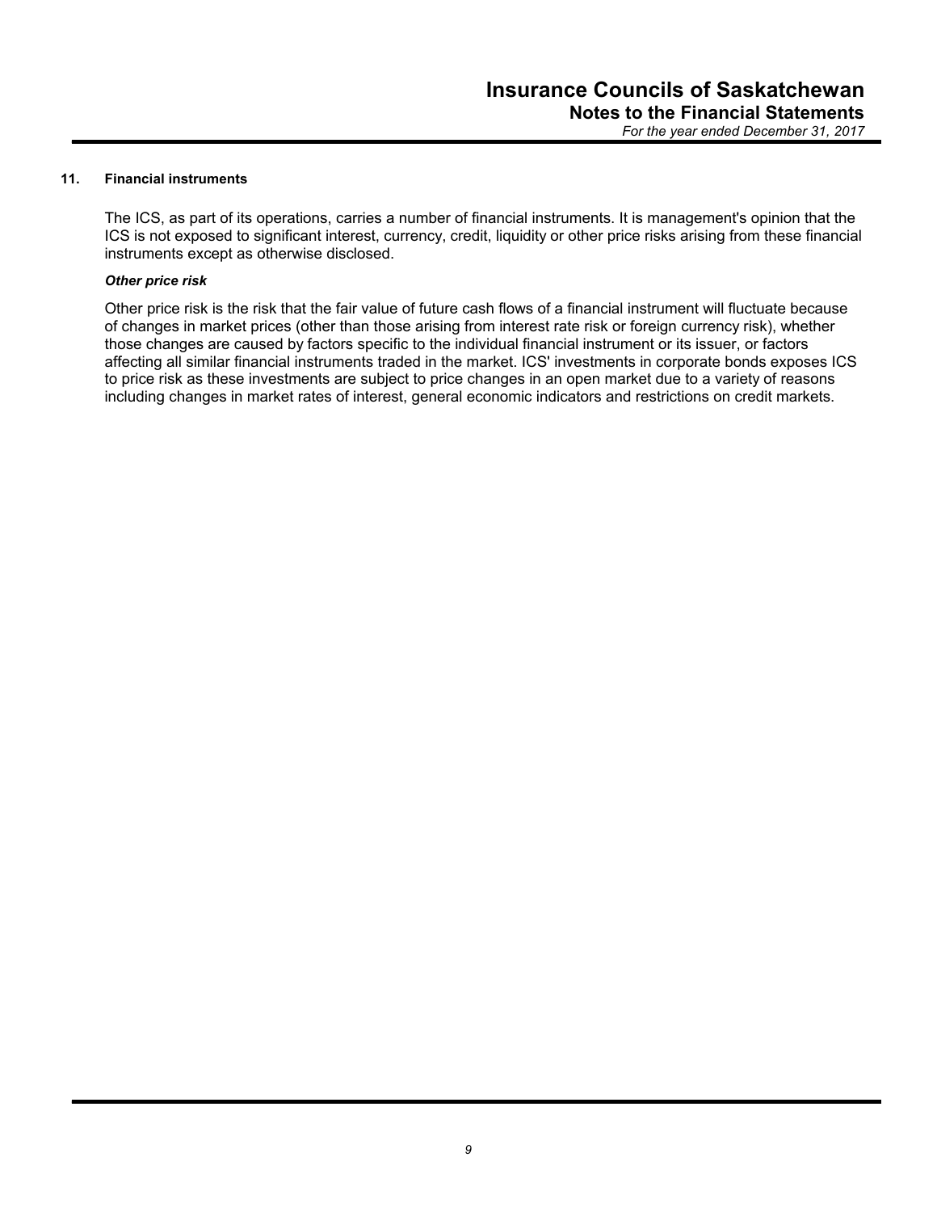## 11. Financial instruments

The ICS, as part of its operations, carries a number of financial instruments. It is management's opinion that the ICS is not exposed to significant interest, currency, credit, liquidity or other price risks arising from these financial instruments except as otherwise disclosed.

***Other price risk***

Other price risk is the risk that the fair value of future cash flows of a financial instrument will fluctuate because of changes in market prices (other than those arising from interest rate risk or foreign currency risk), whether those changes are caused by factors specific to the individual financial instrument or its issuer, or factors affecting all similar financial instruments traded in the market. ICS' investments in corporate bonds exposes ICS to price risk as these investments are subject to price changes in an open market due to a variety of reasons including changes in market rates of interest, general economic indicators and restrictions on credit markets.